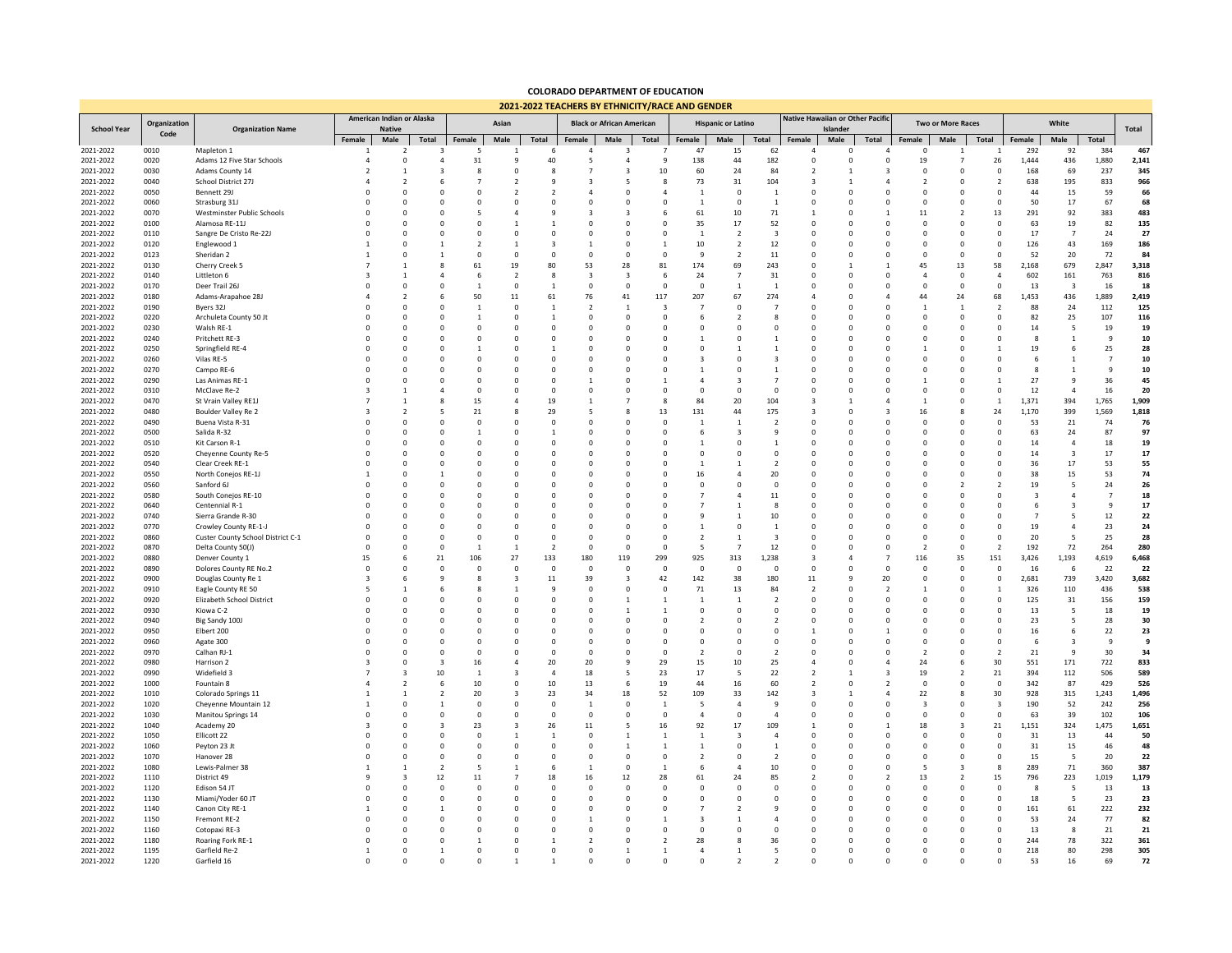# COLORADO DEPARTMENT OF EDUCATION

## 2021-2022 TEACHERS BY ETHNICITY/RACE AND GENDER

| School Year | Organization Code | Organization Name | American Indian or Alaska Native | | | Asian | | | Black or African American | | | Hispanic or Latino | | | Native Hawaiian or Other Pacific Islander | | | Two or More Races | | | White | | | Total |
|---|---|---|---|---|---|---|---|---|---|---|---|---|---|---|---|---|---|---|---|---|---|---|---|---|
| | | | Female | Male | Total | Female | Male | Total | Female | Male | Total | Female | Male | Total | Female | Male | Total | Female | Male | Total | Female | Male | Total | |
| 2021-2022 | 0010 | Mapleton 1 | 1 | 2 | 3 | 5 | 1 | 6 | 4 | 3 | 7 | 47 | 15 | 62 | 4 | 0 | 4 | 0 | 1 | 1 | 292 | 92 | 384 | 467 |
| 2021-2022 | 0020 | Adams 12 Five Star Schools | 4 | 0 | 4 | 31 | 9 | 40 | 5 | 4 | 9 | 138 | 44 | 182 | 0 | 0 | 0 | 19 | 7 | 26 | 1,444 | 436 | 1,880 | 2,141 |
| 2021-2022 | 0030 | Adams County 14 | 2 | 1 | 3 | 8 | 0 | 8 | 7 | 3 | 10 | 60 | 24 | 84 | 2 | 1 | 3 | 0 | 0 | 0 | 168 | 69 | 237 | 345 |
| 2021-2022 | 0040 | School District 27J | 4 | 2 | 6 | 7 | 2 | 9 | 3 | 5 | 8 | 73 | 31 | 104 | 3 | 1 | 4 | 2 | 0 | 2 | 638 | 195 | 833 | 966 |
| 2021-2022 | 0050 | Bennett 29J | 0 | 0 | 0 | 0 | 2 | 2 | 4 | 0 | 4 | 1 | 0 | 1 | 0 | 0 | 0 | 0 | 0 | 0 | 44 | 15 | 59 | 66 |
| 2021-2022 | 0060 | Strasburg 31J | 0 | 0 | 0 | 0 | 0 | 0 | 0 | 0 | 0 | 1 | 0 | 1 | 0 | 0 | 0 | 0 | 0 | 0 | 50 | 17 | 67 | 68 |
| 2021-2022 | 0070 | Westminster Public Schools | 0 | 0 | 0 | 5 | 4 | 9 | 3 | 3 | 6 | 61 | 10 | 71 | 1 | 0 | 1 | 11 | 2 | 13 | 291 | 92 | 383 | 483 |
| 2021-2022 | 0100 | Alamosa RE-11J | 0 | 0 | 0 | 0 | 1 | 1 | 0 | 0 | 0 | 35 | 17 | 52 | 0 | 0 | 0 | 0 | 0 | 0 | 63 | 19 | 82 | 135 |
| 2021-2022 | 0110 | Sangre De Cristo Re-22J | 0 | 0 | 0 | 0 | 0 | 0 | 0 | 0 | 0 | 1 | 2 | 3 | 0 | 0 | 0 | 0 | 0 | 0 | 17 | 7 | 24 | 27 |
| 2021-2022 | 0120 | Englewood 1 | 1 | 0 | 1 | 2 | 1 | 3 | 1 | 0 | 1 | 10 | 2 | 12 | 0 | 0 | 0 | 0 | 0 | 0 | 126 | 43 | 169 | 186 |
| 2021-2022 | 0123 | Sheridan 2 | 1 | 0 | 1 | 0 | 0 | 0 | 0 | 0 | 0 | 9 | 2 | 11 | 0 | 0 | 0 | 0 | 0 | 0 | 52 | 20 | 72 | 84 |
| 2021-2022 | 0130 | Cherry Creek 5 | 7 | 1 | 8 | 61 | 19 | 80 | 53 | 28 | 81 | 174 | 69 | 243 | 0 | 1 | 1 | 45 | 13 | 58 | 2,168 | 679 | 2,847 | 3,318 |
| 2021-2022 | 0140 | Littleton 6 | 3 | 1 | 4 | 6 | 2 | 8 | 3 | 3 | 6 | 24 | 7 | 31 | 0 | 0 | 0 | 4 | 0 | 4 | 602 | 161 | 763 | 816 |
| 2021-2022 | 0170 | Deer Trail 26J | 0 | 0 | 0 | 1 | 0 | 1 | 0 | 0 | 0 | 0 | 1 | 1 | 0 | 0 | 0 | 0 | 0 | 0 | 13 | 3 | 16 | 18 |
| 2021-2022 | 0180 | Adams-Arapahoe 28J | 4 | 2 | 6 | 50 | 11 | 61 | 76 | 41 | 117 | 207 | 67 | 274 | 4 | 0 | 4 | 44 | 24 | 68 | 1,453 | 436 | 1,889 | 2,419 |
| 2021-2022 | 0190 | Byers 32J | 0 | 0 | 0 | 1 | 0 | 1 | 2 | 1 | 3 | 7 | 0 | 7 | 0 | 0 | 0 | 1 | 1 | 2 | 88 | 24 | 112 | 125 |
| 2021-2022 | 0220 | Archuleta County 50 Jt | 0 | 0 | 0 | 1 | 0 | 1 | 0 | 0 | 0 | 6 | 2 | 8 | 0 | 0 | 0 | 0 | 0 | 0 | 82 | 25 | 107 | 116 |
| 2021-2022 | 0230 | Walsh RE-1 | 0 | 0 | 0 | 0 | 0 | 0 | 0 | 0 | 0 | 0 | 0 | 0 | 0 | 0 | 0 | 0 | 0 | 0 | 14 | 5 | 19 | 19 |
| 2021-2022 | 0240 | Pritchett RE-3 | 0 | 0 | 0 | 0 | 0 | 0 | 0 | 0 | 0 | 1 | 0 | 1 | 0 | 0 | 0 | 0 | 0 | 0 | 8 | 1 | 9 | 10 |
| 2021-2022 | 0250 | Springfield RE-4 | 0 | 0 | 0 | 1 | 0 | 1 | 0 | 0 | 0 | 0 | 1 | 1 | 0 | 0 | 0 | 1 | 0 | 1 | 19 | 6 | 25 | 28 |
| 2021-2022 | 0260 | Vilas RE-5 | 0 | 0 | 0 | 0 | 0 | 0 | 0 | 0 | 0 | 3 | 0 | 3 | 0 | 0 | 0 | 0 | 0 | 0 | 6 | 1 | 7 | 10 |
| 2021-2022 | 0270 | Campo RE-6 | 0 | 0 | 0 | 0 | 0 | 0 | 0 | 0 | 0 | 1 | 0 | 1 | 0 | 0 | 0 | 0 | 0 | 0 | 8 | 1 | 9 | 10 |
| 2021-2022 | 0290 | Las Animas RE-1 | 0 | 0 | 0 | 0 | 0 | 0 | 1 | 0 | 1 | 4 | 3 | 7 | 0 | 0 | 0 | 1 | 0 | 1 | 27 | 9 | 36 | 45 |
| 2021-2022 | 0310 | McClave Re-2 | 3 | 1 | 4 | 0 | 0 | 0 | 0 | 0 | 0 | 0 | 0 | 0 | 0 | 0 | 0 | 0 | 0 | 0 | 12 | 4 | 16 | 20 |
| 2021-2022 | 0470 | St Vrain Valley RE1J | 7 | 1 | 8 | 15 | 4 | 19 | 1 | 7 | 8 | 84 | 20 | 104 | 3 | 1 | 4 | 1 | 0 | 1 | 1,371 | 394 | 1,765 | 1,909 |
| 2021-2022 | 0480 | Boulder Valley Re 2 | 3 | 2 | 5 | 21 | 8 | 29 | 5 | 8 | 13 | 131 | 44 | 175 | 3 | 0 | 3 | 16 | 8 | 24 | 1,170 | 399 | 1,569 | 1,818 |
| 2021-2022 | 0490 | Buena Vista R-31 | 0 | 0 | 0 | 0 | 0 | 0 | 0 | 0 | 0 | 1 | 1 | 2 | 0 | 0 | 0 | 0 | 0 | 0 | 53 | 21 | 74 | 76 |
| 2021-2022 | 0500 | Salida R-32 | 0 | 0 | 0 | 1 | 0 | 1 | 0 | 0 | 0 | 6 | 3 | 9 | 0 | 0 | 0 | 0 | 0 | 0 | 63 | 24 | 87 | 97 |
| 2021-2022 | 0510 | Kit Carson R-1 | 0 | 0 | 0 | 0 | 0 | 0 | 0 | 0 | 0 | 1 | 0 | 1 | 0 | 0 | 0 | 0 | 0 | 0 | 14 | 4 | 18 | 19 |
| 2021-2022 | 0520 | Cheyenne County Re-5 | 0 | 0 | 0 | 0 | 0 | 0 | 0 | 0 | 0 | 0 | 0 | 0 | 0 | 0 | 0 | 0 | 0 | 0 | 14 | 3 | 17 | 17 |
| 2021-2022 | 0540 | Clear Creek RE-1 | 0 | 0 | 0 | 0 | 0 | 0 | 0 | 0 | 0 | 1 | 1 | 2 | 0 | 0 | 0 | 0 | 0 | 0 | 36 | 17 | 53 | 55 |
| 2021-2022 | 0550 | North Conejos RE-1J | 1 | 0 | 1 | 0 | 0 | 0 | 0 | 0 | 0 | 16 | 4 | 20 | 0 | 0 | 0 | 0 | 0 | 0 | 38 | 15 | 53 | 74 |
| 2021-2022 | 0560 | Sanford 6J | 0 | 0 | 0 | 0 | 0 | 0 | 0 | 0 | 0 | 0 | 0 | 0 | 0 | 0 | 0 | 0 | 2 | 2 | 19 | 5 | 24 | 26 |
| 2021-2022 | 0580 | South Conejos RE-10 | 0 | 0 | 0 | 0 | 0 | 0 | 0 | 0 | 0 | 7 | 4 | 11 | 0 | 0 | 0 | 0 | 0 | 0 | 3 | 4 | 7 | 18 |
| 2021-2022 | 0640 | Centennial R-1 | 0 | 0 | 0 | 0 | 0 | 0 | 0 | 0 | 0 | 7 | 1 | 8 | 0 | 0 | 0 | 0 | 0 | 0 | 6 | 3 | 9 | 17 |
| 2021-2022 | 0740 | Sierra Grande R-30 | 0 | 0 | 0 | 0 | 0 | 0 | 0 | 0 | 0 | 9 | 1 | 10 | 0 | 0 | 0 | 0 | 0 | 0 | 7 | 5 | 12 | 22 |
| 2021-2022 | 0770 | Crowley County RE-1-J | 0 | 0 | 0 | 0 | 0 | 0 | 0 | 0 | 0 | 1 | 0 | 1 | 0 | 0 | 0 | 0 | 0 | 0 | 19 | 4 | 23 | 24 |
| 2021-2022 | 0860 | Custer County School District C-1 | 0 | 0 | 0 | 0 | 0 | 0 | 0 | 0 | 0 | 2 | 1 | 3 | 0 | 0 | 0 | 0 | 0 | 0 | 20 | 5 | 25 | 28 |
| 2021-2022 | 0870 | Delta County 50(J) | 0 | 0 | 0 | 1 | 1 | 2 | 0 | 0 | 0 | 5 | 7 | 12 | 0 | 0 | 0 | 2 | 0 | 2 | 192 | 72 | 264 | 280 |
| 2021-2022 | 0880 | Denver County 1 | 15 | 6 | 21 | 106 | 27 | 133 | 180 | 119 | 299 | 925 | 313 | 1,238 | 3 | 4 | 7 | 116 | 35 | 151 | 3,426 | 1,193 | 4,619 | 6,468 |
| 2021-2022 | 0890 | Dolores County RE No.2 | 0 | 0 | 0 | 0 | 0 | 0 | 0 | 0 | 0 | 0 | 0 | 0 | 0 | 0 | 0 | 0 | 0 | 0 | 16 | 6 | 22 | 22 |
| 2021-2022 | 0900 | Douglas County Re 1 | 3 | 6 | 9 | 8 | 3 | 11 | 39 | 3 | 42 | 142 | 38 | 180 | 11 | 9 | 20 | 0 | 0 | 0 | 2,681 | 739 | 3,420 | 3,682 |
| 2021-2022 | 0910 | Eagle County RE 50 | 5 | 1 | 6 | 8 | 1 | 9 | 0 | 0 | 0 | 71 | 13 | 84 | 2 | 0 | 2 | 1 | 0 | 1 | 326 | 110 | 436 | 538 |
| 2021-2022 | 0920 | Elizabeth School District | 0 | 0 | 0 | 0 | 0 | 0 | 0 | 1 | 1 | 1 | 1 | 2 | 0 | 0 | 0 | 0 | 0 | 0 | 125 | 31 | 156 | 159 |
| 2021-2022 | 0930 | Kiowa C-2 | 0 | 0 | 0 | 0 | 0 | 0 | 0 | 1 | 1 | 0 | 0 | 0 | 0 | 0 | 0 | 0 | 0 | 0 | 13 | 5 | 18 | 19 |
| 2021-2022 | 0940 | Big Sandy 100J | 0 | 0 | 0 | 0 | 0 | 0 | 0 | 0 | 0 | 2 | 0 | 2 | 0 | 0 | 0 | 0 | 0 | 0 | 23 | 5 | 28 | 30 |
| 2021-2022 | 0950 | Elbert 200 | 0 | 0 | 0 | 0 | 0 | 0 | 0 | 0 | 0 | 0 | 0 | 0 | 1 | 0 | 1 | 0 | 0 | 0 | 16 | 6 | 22 | 23 |
| 2021-2022 | 0960 | Agate 300 | 0 | 0 | 0 | 0 | 0 | 0 | 0 | 0 | 0 | 0 | 0 | 0 | 0 | 0 | 0 | 0 | 0 | 0 | 6 | 3 | 9 | 9 |
| 2021-2022 | 0970 | Calhan RJ-1 | 0 | 0 | 0 | 0 | 0 | 0 | 0 | 0 | 0 | 2 | 0 | 2 | 0 | 0 | 0 | 2 | 0 | 2 | 21 | 9 | 30 | 34 |
| 2021-2022 | 0980 | Harrison 2 | 3 | 0 | 3 | 16 | 4 | 20 | 20 | 9 | 29 | 15 | 10 | 25 | 4 | 0 | 4 | 24 | 6 | 30 | 551 | 171 | 722 | 833 |
| 2021-2022 | 0990 | Widefield 3 | 7 | 3 | 10 | 1 | 3 | 4 | 18 | 5 | 23 | 17 | 5 | 22 | 2 | 1 | 3 | 19 | 2 | 21 | 394 | 112 | 506 | 589 |
| 2021-2022 | 1000 | Fountain 8 | 4 | 2 | 6 | 10 | 0 | 10 | 13 | 6 | 19 | 44 | 16 | 60 | 2 | 0 | 2 | 0 | 0 | 0 | 342 | 87 | 429 | 526 |
| 2021-2022 | 1010 | Colorado Springs 11 | 1 | 1 | 2 | 20 | 3 | 23 | 34 | 18 | 52 | 109 | 33 | 142 | 3 | 1 | 4 | 22 | 8 | 30 | 928 | 315 | 1,243 | 1,496 |
| 2021-2022 | 1020 | Cheyenne Mountain 12 | 1 | 0 | 1 | 0 | 0 | 0 | 1 | 0 | 1 | 5 | 4 | 9 | 0 | 0 | 0 | 3 | 0 | 3 | 190 | 52 | 242 | 256 |
| 2021-2022 | 1030 | Manitou Springs 14 | 0 | 0 | 0 | 0 | 0 | 0 | 0 | 0 | 0 | 4 | 0 | 4 | 0 | 0 | 0 | 0 | 0 | 0 | 63 | 39 | 102 | 106 |
| 2021-2022 | 1040 | Academy 20 | 3 | 0 | 3 | 23 | 3 | 26 | 11 | 5 | 16 | 92 | 17 | 109 | 1 | 0 | 1 | 18 | 3 | 21 | 1,151 | 324 | 1,475 | 1,651 |
| 2021-2022 | 1050 | Ellicott 22 | 0 | 0 | 0 | 0 | 1 | 1 | 0 | 1 | 1 | 1 | 3 | 4 | 0 | 0 | 0 | 0 | 0 | 0 | 31 | 13 | 44 | 50 |
| 2021-2022 | 1060 | Peyton 23 Jt | 0 | 0 | 0 | 0 | 0 | 0 | 0 | 1 | 1 | 1 | 0 | 1 | 0 | 0 | 0 | 0 | 0 | 0 | 31 | 15 | 46 | 48 |
| 2021-2022 | 1070 | Hanover 28 | 0 | 0 | 0 | 0 | 0 | 0 | 0 | 0 | 0 | 2 | 0 | 2 | 0 | 0 | 0 | 0 | 0 | 0 | 15 | 5 | 20 | 22 |
| 2021-2022 | 1080 | Lewis-Palmer 38 | 1 | 1 | 2 | 5 | 1 | 6 | 1 | 0 | 1 | 6 | 4 | 10 | 0 | 0 | 0 | 5 | 3 | 8 | 289 | 71 | 360 | 387 |
| 2021-2022 | 1110 | District 49 | 9 | 3 | 12 | 11 | 7 | 18 | 16 | 12 | 28 | 61 | 24 | 85 | 2 | 0 | 2 | 13 | 2 | 15 | 796 | 223 | 1,019 | 1,179 |
| 2021-2022 | 1120 | Edison 54 JT | 0 | 0 | 0 | 0 | 0 | 0 | 0 | 0 | 0 | 0 | 0 | 0 | 0 | 0 | 0 | 0 | 0 | 0 | 8 | 5 | 13 | 13 |
| 2021-2022 | 1130 | Miami/Yoder 60 JT | 0 | 0 | 0 | 0 | 0 | 0 | 0 | 0 | 0 | 0 | 0 | 0 | 0 | 0 | 0 | 0 | 0 | 0 | 18 | 5 | 23 | 23 |
| 2021-2022 | 1140 | Canon City RE-1 | 1 | 0 | 1 | 0 | 0 | 0 | 0 | 0 | 0 | 7 | 2 | 9 | 0 | 0 | 0 | 0 | 0 | 0 | 161 | 61 | 222 | 232 |
| 2021-2022 | 1150 | Fremont RE-2 | 0 | 0 | 0 | 0 | 0 | 0 | 1 | 0 | 1 | 3 | 1 | 4 | 0 | 0 | 0 | 0 | 0 | 0 | 53 | 24 | 77 | 82 |
| 2021-2022 | 1160 | Cotopaxi RE-3 | 0 | 0 | 0 | 0 | 0 | 0 | 0 | 0 | 0 | 0 | 0 | 0 | 0 | 0 | 0 | 0 | 0 | 0 | 13 | 8 | 21 | 21 |
| 2021-2022 | 1180 | Roaring Fork RE-1 | 0 | 0 | 0 | 1 | 0 | 1 | 2 | 0 | 2 | 28 | 8 | 36 | 0 | 0 | 0 | 0 | 0 | 0 | 244 | 78 | 322 | 361 |
| 2021-2022 | 1195 | Garfield Re-2 | 1 | 0 | 1 | 0 | 0 | 0 | 0 | 1 | 1 | 4 | 1 | 5 | 0 | 0 | 0 | 0 | 0 | 0 | 218 | 80 | 298 | 305 |
| 2021-2022 | 1220 | Garfield 16 | 0 | 0 | 0 | 0 | 1 | 1 | 0 | 0 | 0 | 0 | 2 | 2 | 0 | 0 | 0 | 0 | 0 | 0 | 53 | 16 | 69 | 72 |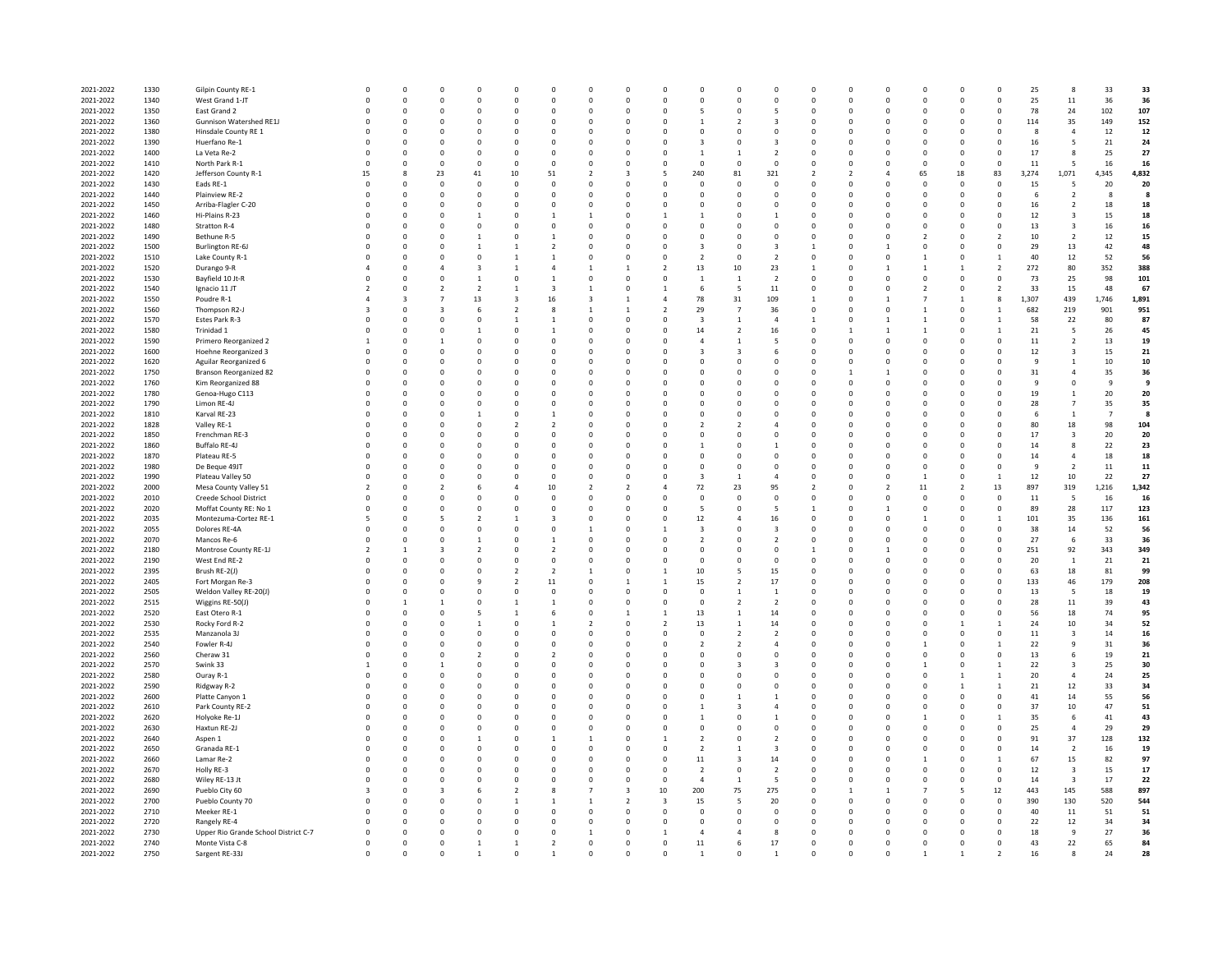| | | | | | | | | | | | | | | | | | | | | | | | | |
|---|---|---|---|---|---|---|---|---|---|---|---|---|---|---|---|---|---|---|---|---|---|---|---|---|
| 2021-2022 | 1330 | Gilpin County RE-1 | 0 | 0 | 0 | 0 | 0 | 0 | 0 | 0 | 0 | 0 | 0 | 0 | 0 | 0 | 0 | 0 | 0 | 0 | 25 | 8 | 33 | **33** |
| 2021-2022 | 1340 | West Grand 1-JT | 0 | 0 | 0 | 0 | 0 | 0 | 0 | 0 | 0 | 0 | 0 | 0 | 0 | 0 | 0 | 0 | 0 | 0 | 25 | 11 | 36 | **36** |
| 2021-2022 | 1350 | East Grand 2 | 0 | 0 | 0 | 0 | 0 | 0 | 0 | 0 | 0 | 5 | 0 | 5 | 0 | 0 | 0 | 0 | 0 | 0 | 78 | 24 | 102 | **107** |
| 2021-2022 | 1360 | Gunnison Watershed RE1J | 0 | 0 | 0 | 0 | 0 | 0 | 0 | 0 | 0 | 1 | 2 | 3 | 0 | 0 | 0 | 0 | 0 | 0 | 114 | 35 | 149 | **152** |
| 2021-2022 | 1380 | Hinsdale County RE 1 | 0 | 0 | 0 | 0 | 0 | 0 | 0 | 0 | 0 | 0 | 0 | 0 | 0 | 0 | 0 | 0 | 0 | 0 | 8 | 4 | 12 | **12** |
| 2021-2022 | 1390 | Huerfano Re-1 | 0 | 0 | 0 | 0 | 0 | 0 | 0 | 0 | 0 | 3 | 0 | 3 | 0 | 0 | 0 | 0 | 0 | 0 | 16 | 5 | 21 | **24** |
| 2021-2022 | 1400 | La Veta Re-2 | 0 | 0 | 0 | 0 | 0 | 0 | 0 | 0 | 0 | 1 | 1 | 2 | 0 | 0 | 0 | 0 | 0 | 0 | 17 | 8 | 25 | **27** |
| 2021-2022 | 1410 | North Park R-1 | 0 | 0 | 0 | 0 | 0 | 0 | 0 | 0 | 0 | 0 | 0 | 0 | 0 | 0 | 0 | 0 | 0 | 0 | 11 | 5 | 16 | **16** |
| 2021-2022 | 1420 | Jefferson County R-1 | 15 | 8 | 23 | 41 | 10 | 51 | 2 | 3 | 5 | 240 | 81 | 321 | 2 | 2 | 4 | 65 | 18 | 83 | 3,274 | 1,071 | 4,345 | **4,832** |
| 2021-2022 | 1430 | Eads RE-1 | 0 | 0 | 0 | 0 | 0 | 0 | 0 | 0 | 0 | 0 | 0 | 0 | 0 | 0 | 0 | 0 | 0 | 0 | 15 | 5 | 20 | **20** |
| 2021-2022 | 1440 | Plainview RE-2 | 0 | 0 | 0 | 0 | 0 | 0 | 0 | 0 | 0 | 0 | 0 | 0 | 0 | 0 | 0 | 0 | 0 | 0 | 6 | 2 | 8 | **8** |
| 2021-2022 | 1450 | Arriba-Flagler C-20 | 0 | 0 | 0 | 0 | 0 | 0 | 0 | 0 | 0 | 0 | 0 | 0 | 0 | 0 | 0 | 0 | 0 | 0 | 16 | 2 | 18 | **18** |
| 2021-2022 | 1460 | Hi-Plains R-23 | 0 | 0 | 0 | 1 | 0 | 1 | 1 | 0 | 1 | 1 | 0 | 1 | 0 | 0 | 0 | 0 | 0 | 0 | 12 | 3 | 15 | **18** |
| 2021-2022 | 1480 | Stratton R-4 | 0 | 0 | 0 | 0 | 0 | 0 | 0 | 0 | 0 | 0 | 0 | 0 | 0 | 0 | 0 | 0 | 0 | 0 | 13 | 3 | 16 | **16** |
| 2021-2022 | 1490 | Bethune R-5 | 0 | 0 | 0 | 1 | 0 | 1 | 0 | 0 | 0 | 0 | 0 | 0 | 0 | 0 | 0 | 2 | 0 | 2 | 10 | 2 | 12 | **15** |
| 2021-2022 | 1500 | Burlington RE-6J | 0 | 0 | 0 | 1 | 1 | 2 | 0 | 0 | 0 | 3 | 0 | 3 | 1 | 0 | 1 | 0 | 0 | 0 | 29 | 13 | 42 | **48** |
| 2021-2022 | 1510 | Lake County R-1 | 0 | 0 | 0 | 0 | 1 | 1 | 0 | 0 | 0 | 2 | 0 | 2 | 0 | 0 | 0 | 1 | 0 | 1 | 40 | 12 | 52 | **56** |
| 2021-2022 | 1520 | Durango 9-R | 4 | 0 | 4 | 3 | 1 | 4 | 1 | 1 | 2 | 13 | 10 | 23 | 1 | 0 | 1 | 1 | 1 | 2 | 272 | 80 | 352 | **388** |
| 2021-2022 | 1530 | Bayfield 10 Jt-R | 0 | 0 | 0 | 1 | 0 | 1 | 0 | 0 | 0 | 1 | 1 | 2 | 0 | 0 | 0 | 0 | 0 | 0 | 73 | 25 | 98 | **101** |
| 2021-2022 | 1540 | Ignacio 11 JT | 2 | 0 | 2 | 2 | 1 | 3 | 1 | 0 | 1 | 6 | 5 | 11 | 0 | 0 | 0 | 2 | 0 | 2 | 33 | 15 | 48 | **67** |
| 2021-2022 | 1550 | Poudre R-1 | 4 | 3 | 7 | 13 | 3 | 16 | 3 | 1 | 4 | 78 | 31 | 109 | 1 | 0 | 1 | 7 | 1 | 8 | 1,307 | 439 | 1,746 | **1,891** |
| 2021-2022 | 1560 | Thompson R2-J | 3 | 0 | 3 | 6 | 2 | 8 | 1 | 1 | 2 | 29 | 7 | 36 | 0 | 0 | 0 | 1 | 0 | 1 | 682 | 219 | 901 | **951** |
| 2021-2022 | 1570 | Estes Park R-3 | 0 | 0 | 0 | 0 | 1 | 1 | 0 | 0 | 0 | 3 | 1 | 4 | 1 | 0 | 1 | 1 | 0 | 1 | 58 | 22 | 80 | **87** |
| 2021-2022 | 1580 | Trinidad 1 | 0 | 0 | 0 | 1 | 0 | 1 | 0 | 0 | 0 | 14 | 2 | 16 | 0 | 1 | 1 | 1 | 0 | 1 | 21 | 5 | 26 | **45** |
| 2021-2022 | 1590 | Primero Reorganized 2 | 1 | 0 | 1 | 0 | 0 | 0 | 0 | 0 | 0 | 4 | 1 | 5 | 0 | 0 | 0 | 0 | 0 | 0 | 11 | 2 | 13 | **19** |
| 2021-2022 | 1600 | Hoehne Reorganized 3 | 0 | 0 | 0 | 0 | 0 | 0 | 0 | 0 | 0 | 3 | 3 | 6 | 0 | 0 | 0 | 0 | 0 | 0 | 12 | 3 | 15 | **21** |
| 2021-2022 | 1620 | Aguilar Reorganized 6 | 0 | 0 | 0 | 0 | 0 | 0 | 0 | 0 | 0 | 0 | 0 | 0 | 0 | 0 | 0 | 0 | 0 | 0 | 9 | 1 | 10 | **10** |
| 2021-2022 | 1750 | Branson Reorganized 82 | 0 | 0 | 0 | 0 | 0 | 0 | 0 | 0 | 0 | 0 | 0 | 0 | 0 | 1 | 1 | 0 | 0 | 0 | 31 | 4 | 35 | **36** |
| 2021-2022 | 1760 | Kim Reorganized 88 | 0 | 0 | 0 | 0 | 0 | 0 | 0 | 0 | 0 | 0 | 0 | 0 | 0 | 0 | 0 | 0 | 0 | 0 | 9 | 0 | 9 | **9** |
| 2021-2022 | 1780 | Genoa-Hugo C113 | 0 | 0 | 0 | 0 | 0 | 0 | 0 | 0 | 0 | 0 | 0 | 0 | 0 | 0 | 0 | 0 | 0 | 0 | 19 | 1 | 20 | **20** |
| 2021-2022 | 1790 | Limon RE-4J | 0 | 0 | 0 | 0 | 0 | 0 | 0 | 0 | 0 | 0 | 0 | 0 | 0 | 0 | 0 | 0 | 0 | 0 | 28 | 7 | 35 | **35** |
| 2021-2022 | 1810 | Karval RE-23 | 0 | 0 | 0 | 1 | 0 | 1 | 0 | 0 | 0 | 0 | 0 | 0 | 0 | 0 | 0 | 0 | 0 | 0 | 6 | 1 | 7 | **8** |
| 2021-2022 | 1828 | Valley RE-1 | 0 | 0 | 0 | 0 | 2 | 2 | 0 | 0 | 0 | 2 | 2 | 4 | 0 | 0 | 0 | 0 | 0 | 0 | 80 | 18 | 98 | **104** |
| 2021-2022 | 1850 | Frenchman RE-3 | 0 | 0 | 0 | 0 | 0 | 0 | 0 | 0 | 0 | 0 | 0 | 0 | 0 | 0 | 0 | 0 | 0 | 0 | 17 | 3 | 20 | **20** |
| 2021-2022 | 1860 | Buffalo RE-4J | 0 | 0 | 0 | 0 | 0 | 0 | 0 | 0 | 0 | 1 | 0 | 1 | 0 | 0 | 0 | 0 | 0 | 0 | 14 | 8 | 22 | **23** |
| 2021-2022 | 1870 | Plateau RE-5 | 0 | 0 | 0 | 0 | 0 | 0 | 0 | 0 | 0 | 0 | 0 | 0 | 0 | 0 | 0 | 0 | 0 | 0 | 14 | 4 | 18 | **18** |
| 2021-2022 | 1980 | De Beque 49JT | 0 | 0 | 0 | 0 | 0 | 0 | 0 | 0 | 0 | 0 | 0 | 0 | 0 | 0 | 0 | 0 | 0 | 0 | 9 | 2 | 11 | **11** |
| 2021-2022 | 1990 | Plateau Valley 50 | 0 | 0 | 0 | 0 | 0 | 0 | 0 | 0 | 0 | 3 | 1 | 4 | 0 | 0 | 0 | 1 | 0 | 1 | 12 | 10 | 22 | **27** |
| 2021-2022 | 2000 | Mesa County Valley 51 | 2 | 0 | 2 | 6 | 4 | 10 | 2 | 2 | 4 | 72 | 23 | 95 | 2 | 0 | 2 | 11 | 2 | 13 | 897 | 319 | 1,216 | **1,342** |
| 2021-2022 | 2010 | Creede School District | 0 | 0 | 0 | 0 | 0 | 0 | 0 | 0 | 0 | 0 | 0 | 0 | 0 | 0 | 0 | 0 | 0 | 0 | 11 | 5 | 16 | **16** |
| 2021-2022 | 2020 | Moffat County RE: No 1 | 0 | 0 | 0 | 0 | 0 | 0 | 0 | 0 | 0 | 5 | 0 | 5 | 1 | 0 | 1 | 0 | 0 | 0 | 89 | 28 | 117 | **123** |
| 2021-2022 | 2035 | Montezuma-Cortez RE-1 | 5 | 0 | 5 | 2 | 1 | 3 | 0 | 0 | 0 | 12 | 4 | 16 | 0 | 0 | 0 | 1 | 0 | 1 | 101 | 35 | 136 | **161** |
| 2021-2022 | 2055 | Dolores RE-4A | 0 | 0 | 0 | 0 | 0 | 0 | 1 | 0 | 1 | 3 | 0 | 3 | 0 | 0 | 0 | 0 | 0 | 0 | 38 | 14 | 52 | **56** |
| 2021-2022 | 2070 | Mancos Re-6 | 0 | 0 | 0 | 1 | 0 | 1 | 0 | 0 | 0 | 2 | 0 | 2 | 0 | 0 | 0 | 0 | 0 | 0 | 27 | 6 | 33 | **36** |
| 2021-2022 | 2180 | Montrose County RE-1J | 2 | 1 | 3 | 2 | 0 | 2 | 0 | 0 | 0 | 0 | 0 | 0 | 1 | 0 | 1 | 0 | 0 | 0 | 251 | 92 | 343 | **349** |
| 2021-2022 | 2190 | West End RE-2 | 0 | 0 | 0 | 0 | 0 | 0 | 0 | 0 | 0 | 0 | 0 | 0 | 0 | 0 | 0 | 0 | 0 | 0 | 20 | 1 | 21 | **21** |
| 2021-2022 | 2395 | Brush RE-2(J) | 0 | 0 | 0 | 0 | 2 | 2 | 1 | 0 | 1 | 10 | 5 | 15 | 0 | 0 | 0 | 0 | 0 | 0 | 63 | 18 | 81 | **99** |
| 2021-2022 | 2405 | Fort Morgan Re-3 | 0 | 0 | 0 | 9 | 2 | 11 | 0 | 1 | 1 | 15 | 2 | 17 | 0 | 0 | 0 | 0 | 0 | 0 | 133 | 46 | 179 | **208** |
| 2021-2022 | 2505 | Weldon Valley RE-20(J) | 0 | 0 | 0 | 0 | 0 | 0 | 0 | 0 | 0 | 0 | 1 | 1 | 0 | 0 | 0 | 0 | 0 | 0 | 13 | 5 | 18 | **19** |
| 2021-2022 | 2515 | Wiggins RE-50(J) | 0 | 1 | 1 | 0 | 1 | 1 | 0 | 0 | 0 | 0 | 2 | 2 | 0 | 0 | 0 | 0 | 0 | 0 | 28 | 11 | 39 | **43** |
| 2021-2022 | 2520 | East Otero R-1 | 0 | 0 | 0 | 5 | 1 | 6 | 0 | 1 | 1 | 13 | 1 | 14 | 0 | 0 | 0 | 0 | 0 | 0 | 56 | 18 | 74 | **95** |
| 2021-2022 | 2530 | Rocky Ford R-2 | 0 | 0 | 0 | 1 | 0 | 1 | 2 | 0 | 2 | 13 | 1 | 14 | 0 | 0 | 0 | 0 | 1 | 1 | 24 | 10 | 34 | **52** |
| 2021-2022 | 2535 | Manzanola 3J | 0 | 0 | 0 | 0 | 0 | 0 | 0 | 0 | 0 | 0 | 2 | 2 | 0 | 0 | 0 | 0 | 0 | 0 | 11 | 3 | 14 | **16** |
| 2021-2022 | 2540 | Fowler R-4J | 0 | 0 | 0 | 0 | 0 | 0 | 0 | 0 | 0 | 2 | 2 | 4 | 0 | 0 | 0 | 1 | 0 | 1 | 22 | 9 | 31 | **36** |
| 2021-2022 | 2560 | Cheraw 31 | 0 | 0 | 0 | 2 | 0 | 2 | 0 | 0 | 0 | 0 | 0 | 0 | 0 | 0 | 0 | 0 | 0 | 0 | 13 | 6 | 19 | **21** |
| 2021-2022 | 2570 | Swink 33 | 1 | 0 | 1 | 0 | 0 | 0 | 0 | 0 | 0 | 0 | 3 | 3 | 0 | 0 | 0 | 1 | 0 | 1 | 22 | 3 | 25 | **30** |
| 2021-2022 | 2580 | Ouray R-1 | 0 | 0 | 0 | 0 | 0 | 0 | 0 | 0 | 0 | 0 | 0 | 0 | 0 | 0 | 0 | 0 | 1 | 1 | 20 | 4 | 24 | **25** |
| 2021-2022 | 2590 | Ridgway R-2 | 0 | 0 | 0 | 0 | 0 | 0 | 0 | 0 | 0 | 0 | 0 | 0 | 0 | 0 | 0 | 0 | 1 | 1 | 21 | 12 | 33 | **34** |
| 2021-2022 | 2600 | Platte Canyon 1 | 0 | 0 | 0 | 0 | 0 | 0 | 0 | 0 | 0 | 0 | 1 | 1 | 0 | 0 | 0 | 0 | 0 | 0 | 41 | 14 | 55 | **56** |
| 2021-2022 | 2610 | Park County RE-2 | 0 | 0 | 0 | 0 | 0 | 0 | 0 | 0 | 0 | 1 | 3 | 4 | 0 | 0 | 0 | 0 | 0 | 0 | 37 | 10 | 47 | **51** |
| 2021-2022 | 2620 | Holyoke Re-1J | 0 | 0 | 0 | 0 | 0 | 0 | 0 | 0 | 0 | 1 | 0 | 1 | 0 | 0 | 0 | 1 | 0 | 1 | 35 | 6 | 41 | **43** |
| 2021-2022 | 2630 | Haxtun RE-2J | 0 | 0 | 0 | 0 | 0 | 0 | 0 | 0 | 0 | 0 | 0 | 0 | 0 | 0 | 0 | 0 | 0 | 0 | 25 | 4 | 29 | **29** |
| 2021-2022 | 2640 | Aspen 1 | 0 | 0 | 0 | 1 | 0 | 1 | 1 | 0 | 1 | 2 | 0 | 2 | 0 | 0 | 0 | 0 | 0 | 0 | 91 | 37 | 128 | **132** |
| 2021-2022 | 2650 | Granada RE-1 | 0 | 0 | 0 | 0 | 0 | 0 | 0 | 0 | 0 | 2 | 1 | 3 | 0 | 0 | 0 | 0 | 0 | 0 | 14 | 2 | 16 | **19** |
| 2021-2022 | 2660 | Lamar Re-2 | 0 | 0 | 0 | 0 | 0 | 0 | 0 | 0 | 0 | 11 | 3 | 14 | 0 | 0 | 0 | 1 | 0 | 1 | 67 | 15 | 82 | **97** |
| 2021-2022 | 2670 | Holly RE-3 | 0 | 0 | 0 | 0 | 0 | 0 | 0 | 0 | 0 | 2 | 0 | 2 | 0 | 0 | 0 | 0 | 0 | 0 | 12 | 3 | 15 | **17** |
| 2021-2022 | 2680 | Wiley RE-13 Jt | 0 | 0 | 0 | 0 | 0 | 0 | 0 | 0 | 0 | 4 | 1 | 5 | 0 | 0 | 0 | 0 | 0 | 0 | 14 | 3 | 17 | **22** |
| 2021-2022 | 2690 | Pueblo City 60 | 3 | 0 | 3 | 6 | 2 | 8 | 7 | 3 | 10 | 200 | 75 | 275 | 0 | 1 | 1 | 7 | 5 | 12 | 443 | 145 | 588 | **897** |
| 2021-2022 | 2700 | Pueblo County 70 | 0 | 0 | 0 | 0 | 1 | 1 | 1 | 2 | 3 | 15 | 5 | 20 | 0 | 0 | 0 | 0 | 0 | 0 | 390 | 130 | 520 | **544** |
| 2021-2022 | 2710 | Meeker RE-1 | 0 | 0 | 0 | 0 | 0 | 0 | 0 | 0 | 0 | 0 | 0 | 0 | 0 | 0 | 0 | 0 | 0 | 0 | 40 | 11 | 51 | **51** |
| 2021-2022 | 2720 | Rangely RE-4 | 0 | 0 | 0 | 0 | 0 | 0 | 0 | 0 | 0 | 0 | 0 | 0 | 0 | 0 | 0 | 0 | 0 | 0 | 22 | 12 | 34 | **34** |
| 2021-2022 | 2730 | Upper Rio Grande School District C-7 | 0 | 0 | 0 | 0 | 0 | 0 | 1 | 0 | 1 | 4 | 4 | 8 | 0 | 0 | 0 | 0 | 0 | 0 | 18 | 9 | 27 | **36** |
| 2021-2022 | 2740 | Monte Vista C-8 | 0 | 0 | 0 | 1 | 1 | 2 | 0 | 0 | 0 | 11 | 6 | 17 | 0 | 0 | 0 | 0 | 0 | 0 | 43 | 22 | 65 | **84** |
| 2021-2022 | 2750 | Sargent RE-33J | 0 | 0 | 0 | 1 | 0 | 1 | 0 | 0 | 0 | 1 | 0 | 1 | 0 | 0 | 0 | 1 | 1 | 2 | 16 | 8 | 24 | **28** |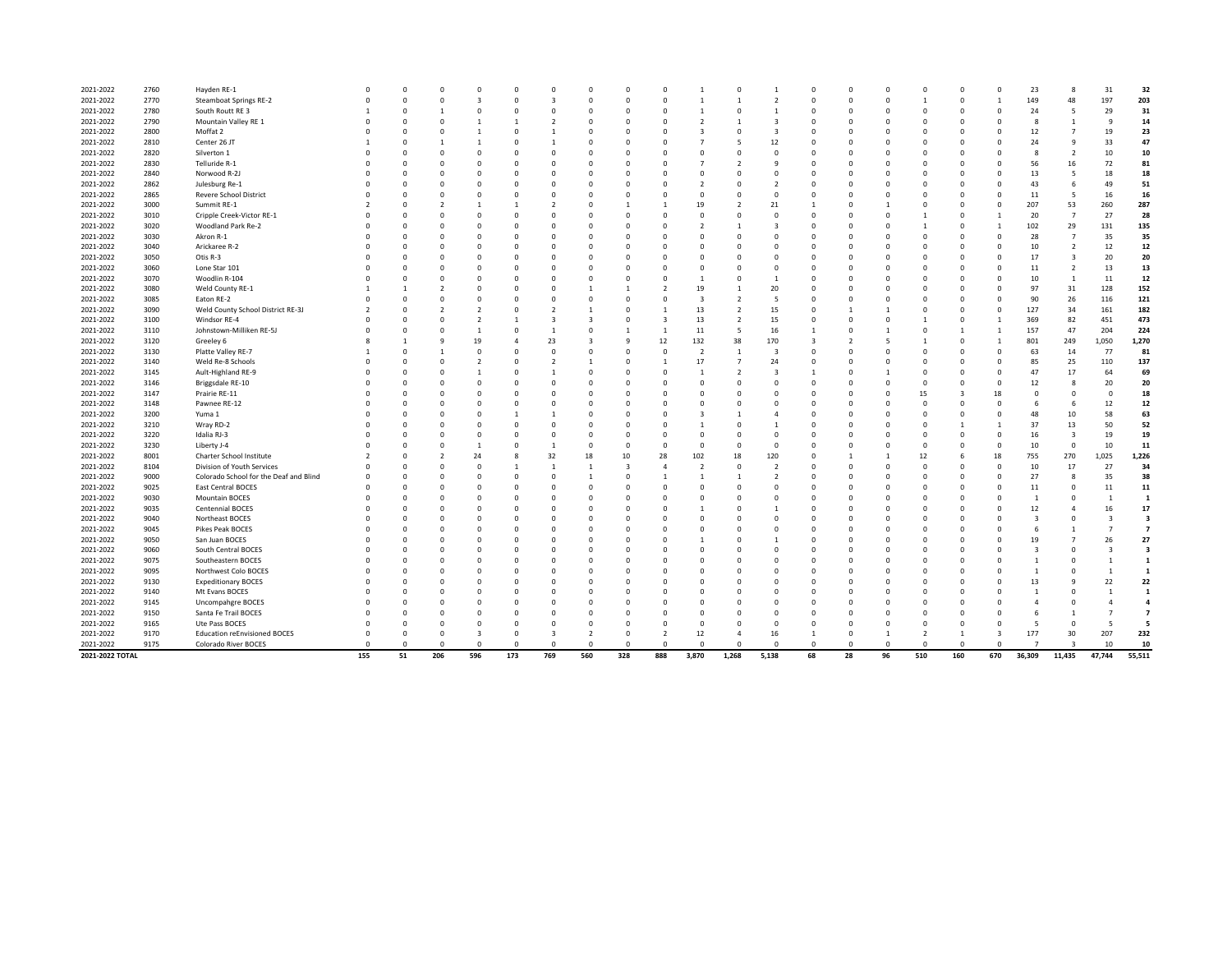| | | | | | | | | | | | | | | | | | | | | | | | | |
|---|---|---|---|---|---|---|---|---|---|---|---|---|---|---|---|---|---|---|---|---|---|---|---|---|
| 2021-2022 | 2760 | Hayden RE-1 | 0 | 0 | 0 | 0 | 0 | 0 | 0 | 0 | 0 | 1 | 0 | 1 | 0 | 0 | 0 | 0 | 0 | 0 | 23 | 8 | 31 | **32** |
| 2021-2022 | 2770 | Steamboat Springs RE-2 | 0 | 0 | 0 | 3 | 0 | 3 | 0 | 0 | 0 | 1 | 1 | 2 | 0 | 0 | 0 | 1 | 0 | 1 | 149 | 48 | 197 | **203** |
| 2021-2022 | 2780 | South Routt RE 3 | 1 | 0 | 1 | 0 | 0 | 0 | 0 | 0 | 0 | 1 | 0 | 1 | 0 | 0 | 0 | 0 | 0 | 0 | 24 | 5 | 29 | **31** |
| 2021-2022 | 2790 | Mountain Valley RE 1 | 0 | 0 | 0 | 1 | 1 | 2 | 0 | 0 | 0 | 2 | 1 | 3 | 0 | 0 | 0 | 0 | 0 | 0 | 8 | 1 | 9 | **14** |
| 2021-2022 | 2800 | Moffat 2 | 0 | 0 | 0 | 1 | 0 | 1 | 0 | 0 | 0 | 3 | 0 | 3 | 0 | 0 | 0 | 0 | 0 | 0 | 12 | 7 | 19 | **23** |
| 2021-2022 | 2810 | Center 26 JT | 1 | 0 | 1 | 1 | 0 | 1 | 0 | 0 | 0 | 7 | 5 | 12 | 0 | 0 | 0 | 0 | 0 | 0 | 24 | 9 | 33 | **47** |
| 2021-2022 | 2820 | Silverton 1 | 0 | 0 | 0 | 0 | 0 | 0 | 0 | 0 | 0 | 0 | 0 | 0 | 0 | 0 | 0 | 0 | 0 | 0 | 8 | 2 | 10 | **10** |
| 2021-2022 | 2830 | Telluride R-1 | 0 | 0 | 0 | 0 | 0 | 0 | 0 | 0 | 0 | 7 | 2 | 9 | 0 | 0 | 0 | 0 | 0 | 0 | 56 | 16 | 72 | **81** |
| 2021-2022 | 2840 | Norwood R-2J | 0 | 0 | 0 | 0 | 0 | 0 | 0 | 0 | 0 | 0 | 0 | 0 | 0 | 0 | 0 | 0 | 0 | 0 | 13 | 5 | 18 | **18** |
| 2021-2022 | 2862 | Julesburg Re-1 | 0 | 0 | 0 | 0 | 0 | 0 | 0 | 0 | 0 | 2 | 0 | 2 | 0 | 0 | 0 | 0 | 0 | 0 | 43 | 6 | 49 | **51** |
| 2021-2022 | 2865 | Revere School District | 0 | 0 | 0 | 0 | 0 | 0 | 0 | 0 | 0 | 0 | 0 | 0 | 0 | 0 | 0 | 0 | 0 | 0 | 11 | 5 | 16 | **16** |
| 2021-2022 | 3000 | Summit RE-1 | 2 | 0 | 2 | 1 | 1 | 2 | 0 | 1 | 1 | 19 | 2 | 21 | 1 | 0 | 1 | 0 | 0 | 0 | 207 | 53 | 260 | **287** |
| 2021-2022 | 3010 | Cripple Creek-Victor RE-1 | 0 | 0 | 0 | 0 | 0 | 0 | 0 | 0 | 0 | 0 | 0 | 0 | 0 | 0 | 0 | 1 | 0 | 1 | 20 | 7 | 27 | **28** |
| 2021-2022 | 3020 | Woodland Park Re-2 | 0 | 0 | 0 | 0 | 0 | 0 | 0 | 0 | 0 | 2 | 1 | 3 | 0 | 0 | 0 | 1 | 0 | 1 | 102 | 29 | 131 | **135** |
| 2021-2022 | 3030 | Akron R-1 | 0 | 0 | 0 | 0 | 0 | 0 | 0 | 0 | 0 | 0 | 0 | 0 | 0 | 0 | 0 | 0 | 0 | 0 | 28 | 7 | 35 | **35** |
| 2021-2022 | 3040 | Arickaree R-2 | 0 | 0 | 0 | 0 | 0 | 0 | 0 | 0 | 0 | 0 | 0 | 0 | 0 | 0 | 0 | 0 | 0 | 0 | 10 | 2 | 12 | **12** |
| 2021-2022 | 3050 | Otis R-3 | 0 | 0 | 0 | 0 | 0 | 0 | 0 | 0 | 0 | 0 | 0 | 0 | 0 | 0 | 0 | 0 | 0 | 0 | 17 | 3 | 20 | **20** |
| 2021-2022 | 3060 | Lone Star 101 | 0 | 0 | 0 | 0 | 0 | 0 | 0 | 0 | 0 | 0 | 0 | 0 | 0 | 0 | 0 | 0 | 0 | 0 | 11 | 2 | 13 | **13** |
| 2021-2022 | 3070 | Woodlin R-104 | 0 | 0 | 0 | 0 | 0 | 0 | 0 | 0 | 0 | 1 | 0 | 1 | 0 | 0 | 0 | 0 | 0 | 0 | 10 | 1 | 11 | **12** |
| 2021-2022 | 3080 | Weld County RE-1 | 1 | 1 | 2 | 0 | 0 | 0 | 1 | 1 | 2 | 19 | 1 | 20 | 0 | 0 | 0 | 0 | 0 | 0 | 97 | 31 | 128 | **152** |
| 2021-2022 | 3085 | Eaton RE-2 | 0 | 0 | 0 | 0 | 0 | 0 | 0 | 0 | 0 | 3 | 2 | 5 | 0 | 0 | 0 | 0 | 0 | 0 | 90 | 26 | 116 | **121** |
| 2021-2022 | 3090 | Weld County School District RE-3J | 2 | 0 | 2 | 2 | 0 | 2 | 1 | 0 | 1 | 13 | 2 | 15 | 0 | 1 | 1 | 0 | 0 | 0 | 127 | 34 | 161 | **182** |
| 2021-2022 | 3100 | Windsor RE-4 | 0 | 0 | 0 | 2 | 1 | 3 | 3 | 0 | 3 | 13 | 2 | 15 | 0 | 0 | 0 | 1 | 0 | 1 | 369 | 82 | 451 | **473** |
| 2021-2022 | 3110 | Johnstown-Milliken RE-5J | 0 | 0 | 0 | 1 | 0 | 1 | 0 | 1 | 1 | 11 | 5 | 16 | 1 | 0 | 1 | 0 | 1 | 1 | 157 | 47 | 204 | **224** |
| 2021-2022 | 3120 | Greeley 6 | 8 | 1 | 9 | 19 | 4 | 23 | 3 | 9 | 12 | 132 | 38 | 170 | 3 | 2 | 5 | 1 | 0 | 1 | 801 | 249 | 1,050 | **1,270** |
| 2021-2022 | 3130 | Platte Valley RE-7 | 1 | 0 | 1 | 0 | 0 | 0 | 0 | 0 | 0 | 2 | 1 | 3 | 0 | 0 | 0 | 0 | 0 | 0 | 63 | 14 | 77 | **81** |
| 2021-2022 | 3140 | Weld Re-8 Schools | 0 | 0 | 0 | 2 | 0 | 2 | 1 | 0 | 1 | 17 | 7 | 24 | 0 | 0 | 0 | 0 | 0 | 0 | 85 | 25 | 110 | **137** |
| 2021-2022 | 3145 | Ault-Highland RE-9 | 0 | 0 | 0 | 1 | 0 | 1 | 0 | 0 | 0 | 1 | 2 | 3 | 1 | 0 | 1 | 0 | 0 | 0 | 47 | 17 | 64 | **69** |
| 2021-2022 | 3146 | Briggsdale RE-10 | 0 | 0 | 0 | 0 | 0 | 0 | 0 | 0 | 0 | 0 | 0 | 0 | 0 | 0 | 0 | 0 | 0 | 0 | 12 | 8 | 20 | **20** |
| 2021-2022 | 3147 | Prairie RE-11 | 0 | 0 | 0 | 0 | 0 | 0 | 0 | 0 | 0 | 0 | 0 | 0 | 0 | 0 | 0 | 15 | 3 | 18 | 0 | 0 | 0 | **18** |
| 2021-2022 | 3148 | Pawnee RE-12 | 0 | 0 | 0 | 0 | 0 | 0 | 0 | 0 | 0 | 0 | 0 | 0 | 0 | 0 | 0 | 0 | 0 | 0 | 6 | 6 | 12 | **12** |
| 2021-2022 | 3200 | Yuma 1 | 0 | 0 | 0 | 0 | 1 | 1 | 0 | 0 | 0 | 3 | 1 | 4 | 0 | 0 | 0 | 0 | 0 | 0 | 48 | 10 | 58 | **63** |
| 2021-2022 | 3210 | Wray RD-2 | 0 | 0 | 0 | 0 | 0 | 0 | 0 | 0 | 0 | 1 | 0 | 1 | 0 | 0 | 0 | 0 | 1 | 1 | 37 | 13 | 50 | **52** |
| 2021-2022 | 3220 | Idalia RJ-3 | 0 | 0 | 0 | 0 | 0 | 0 | 0 | 0 | 0 | 0 | 0 | 0 | 0 | 0 | 0 | 0 | 0 | 0 | 16 | 3 | 19 | **19** |
| 2021-2022 | 3230 | Liberty J-4 | 0 | 0 | 0 | 1 | 0 | 1 | 0 | 0 | 0 | 0 | 0 | 0 | 0 | 0 | 0 | 0 | 0 | 0 | 10 | 0 | 10 | **11** |
| 2021-2022 | 8001 | Charter School Institute | 2 | 0 | 2 | 24 | 8 | 32 | 18 | 10 | 28 | 102 | 18 | 120 | 0 | 1 | 1 | 12 | 6 | 18 | 755 | 270 | 1,025 | **1,226** |
| 2021-2022 | 8104 | Division of Youth Services | 0 | 0 | 0 | 0 | 1 | 1 | 1 | 3 | 4 | 2 | 0 | 2 | 0 | 0 | 0 | 0 | 0 | 0 | 10 | 17 | 27 | **34** |
| 2021-2022 | 9000 | Colorado School for the Deaf and Blind | 0 | 0 | 0 | 0 | 0 | 0 | 1 | 0 | 1 | 1 | 1 | 2 | 0 | 0 | 0 | 0 | 0 | 0 | 27 | 8 | 35 | **38** |
| 2021-2022 | 9025 | East Central BOCES | 0 | 0 | 0 | 0 | 0 | 0 | 0 | 0 | 0 | 0 | 0 | 0 | 0 | 0 | 0 | 0 | 0 | 0 | 11 | 0 | 11 | **11** |
| 2021-2022 | 9030 | Mountain BOCES | 0 | 0 | 0 | 0 | 0 | 0 | 0 | 0 | 0 | 0 | 0 | 0 | 0 | 0 | 0 | 0 | 0 | 0 | 1 | 0 | 1 | **1** |
| 2021-2022 | 9035 | Centennial BOCES | 0 | 0 | 0 | 0 | 0 | 0 | 0 | 0 | 0 | 1 | 0 | 1 | 0 | 0 | 0 | 0 | 0 | 0 | 12 | 4 | 16 | **17** |
| 2021-2022 | 9040 | Northeast BOCES | 0 | 0 | 0 | 0 | 0 | 0 | 0 | 0 | 0 | 0 | 0 | 0 | 0 | 0 | 0 | 0 | 0 | 0 | 3 | 0 | 3 | **3** |
| 2021-2022 | 9045 | Pikes Peak BOCES | 0 | 0 | 0 | 0 | 0 | 0 | 0 | 0 | 0 | 0 | 0 | 0 | 0 | 0 | 0 | 0 | 0 | 0 | 6 | 1 | 7 | **7** |
| 2021-2022 | 9050 | San Juan BOCES | 0 | 0 | 0 | 0 | 0 | 0 | 0 | 0 | 0 | 1 | 0 | 1 | 0 | 0 | 0 | 0 | 0 | 0 | 19 | 7 | 26 | **27** |
| 2021-2022 | 9060 | South Central BOCES | 0 | 0 | 0 | 0 | 0 | 0 | 0 | 0 | 0 | 0 | 0 | 0 | 0 | 0 | 0 | 0 | 0 | 0 | 3 | 0 | 3 | **3** |
| 2021-2022 | 9075 | Southeastern BOCES | 0 | 0 | 0 | 0 | 0 | 0 | 0 | 0 | 0 | 0 | 0 | 0 | 0 | 0 | 0 | 0 | 0 | 0 | 1 | 0 | 1 | **1** |
| 2021-2022 | 9095 | Northwest Colo BOCES | 0 | 0 | 0 | 0 | 0 | 0 | 0 | 0 | 0 | 0 | 0 | 0 | 0 | 0 | 0 | 0 | 0 | 0 | 1 | 0 | 1 | **1** |
| 2021-2022 | 9130 | Expeditionary BOCES | 0 | 0 | 0 | 0 | 0 | 0 | 0 | 0 | 0 | 0 | 0 | 0 | 0 | 0 | 0 | 0 | 0 | 0 | 13 | 9 | 22 | **22** |
| 2021-2022 | 9140 | Mt Evans BOCES | 0 | 0 | 0 | 0 | 0 | 0 | 0 | 0 | 0 | 0 | 0 | 0 | 0 | 0 | 0 | 0 | 0 | 0 | 1 | 0 | 1 | **1** |
| 2021-2022 | 9145 | Uncompahgre BOCES | 0 | 0 | 0 | 0 | 0 | 0 | 0 | 0 | 0 | 0 | 0 | 0 | 0 | 0 | 0 | 0 | 0 | 0 | 4 | 0 | 4 | **4** |
| 2021-2022 | 9150 | Santa Fe Trail BOCES | 0 | 0 | 0 | 0 | 0 | 0 | 0 | 0 | 0 | 0 | 0 | 0 | 0 | 0 | 0 | 0 | 0 | 0 | 6 | 1 | 7 | **7** |
| 2021-2022 | 9165 | Ute Pass BOCES | 0 | 0 | 0 | 0 | 0 | 0 | 0 | 0 | 0 | 0 | 0 | 0 | 0 | 0 | 0 | 0 | 0 | 0 | 5 | 0 | 5 | **5** |
| 2021-2022 | 9170 | Education reEnvisioned BOCES | 0 | 0 | 0 | 3 | 0 | 3 | 2 | 0 | 2 | 12 | 4 | 16 | 1 | 0 | 1 | 2 | 1 | 3 | 177 | 30 | 207 | **232** |
| 2021-2022 | 9175 | Colorado River BOCES | 0 | 0 | 0 | 0 | 0 | 0 | 0 | 0 | 0 | 0 | 0 | 0 | 0 | 0 | 0 | 0 | 0 | 0 | 7 | 3 | 10 | **10** |
| **2021-2022 TOTAL** | | | **155** | **51** | **206** | **596** | **173** | **769** | **560** | **328** | **888** | **3,870** | **1,268** | **5,138** | **68** | **28** | **96** | **510** | **160** | **670** | **36,309** | **11,435** | **47,744** | **55,511** |